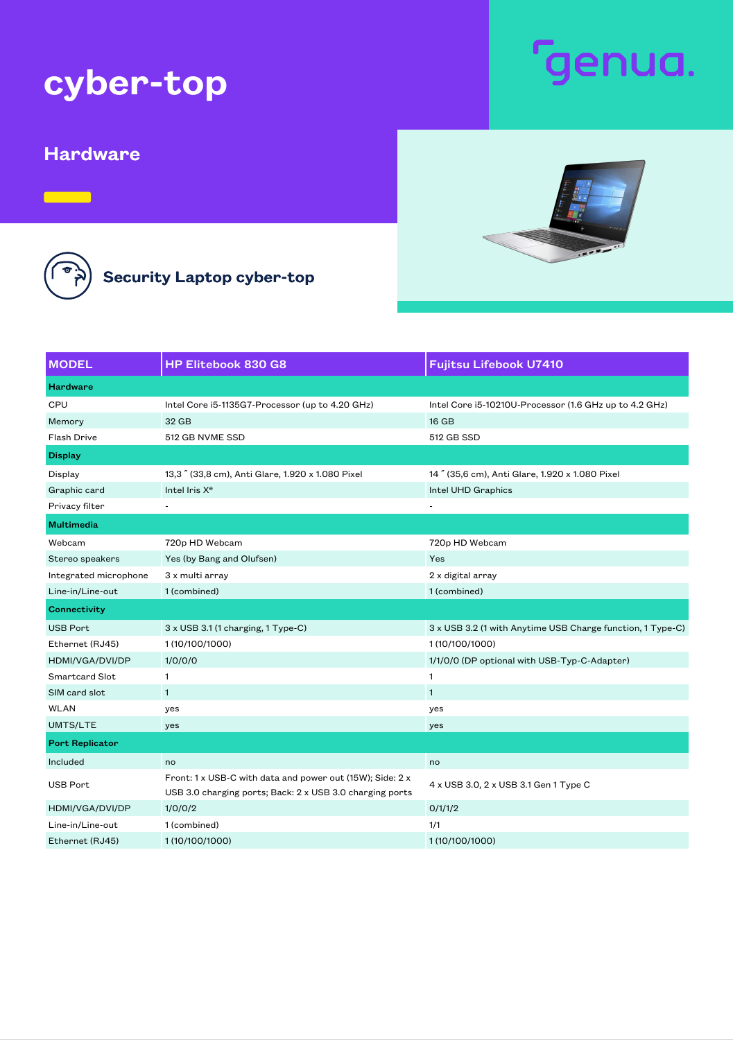# cyber-top

genua.

## Hardware

### Security Laptop cyber-top

| MODEL | HP Elitebook 830 G8 | Fujitsu Lifebook U7410 |
|---|---|---|
| **Hardware** | | |
| CPU | Intel Core i5-1135G7-Processor (up to 4.20 GHz) | Intel Core i5-10210U-Processor (1.6 GHz up to 4.2 GHz) |
| Memory | 32 GB | 16 GB |
| Flash Drive | 512 GB NVME SSD | 512 GB SSD |
| **Display** | | |
| Display | 13,3 ˝ (33,8 cm), Anti Glare, 1.920 x 1.080 Pixel | 14 ˝ (35,6 cm), Anti Glare, 1.920 x 1.080 Pixel |
| Graphic card | Intel Iris Xᵉ | Intel UHD Graphics |
| Privacy filter | - | - |
| **Multimedia** | | |
| Webcam | 720p HD Webcam | 720p HD Webcam |
| Stereo speakers | Yes (by Bang and Olufsen) | Yes |
| Integrated microphone | 3 x multi array | 2 x digital array |
| Line-in/Line-out | 1 (combined) | 1 (combined) |
| **Connectivity** | | |
| USB Port | 3 x USB 3.1 (1 charging, 1 Type-C) | 3 x USB 3.2 (1 with Anytime USB Charge function, 1 Type-C) |
| Ethernet (RJ45) | 1 (10/100/1000) | 1 (10/100/1000) |
| HDMI/VGA/DVI/DP | 1/0/0/0 | 1/1/0/0 (DP optional with USB-Typ-C-Adapter) |
| Smartcard Slot | 1 | 1 |
| SIM card slot | 1 | 1 |
| WLAN | yes | yes |
| UMTS/LTE | yes | yes |
| **Port Replicator** | | |
| Included | no | no |
| USB Port | Front: 1 x USB-C with data and power out (15W); Side: 2 x USB 3.0 charging ports; Back: 2 x USB 3.0 charging ports | 4 x USB 3.0, 2 x USB 3.1 Gen 1 Type C |
| HDMI/VGA/DVI/DP | 1/0/0/2 | 0/1/1/2 |
| Line-in/Line-out | 1 (combined) | 1/1 |
| Ethernet (RJ45) | 1 (10/100/1000) | 1 (10/100/1000) |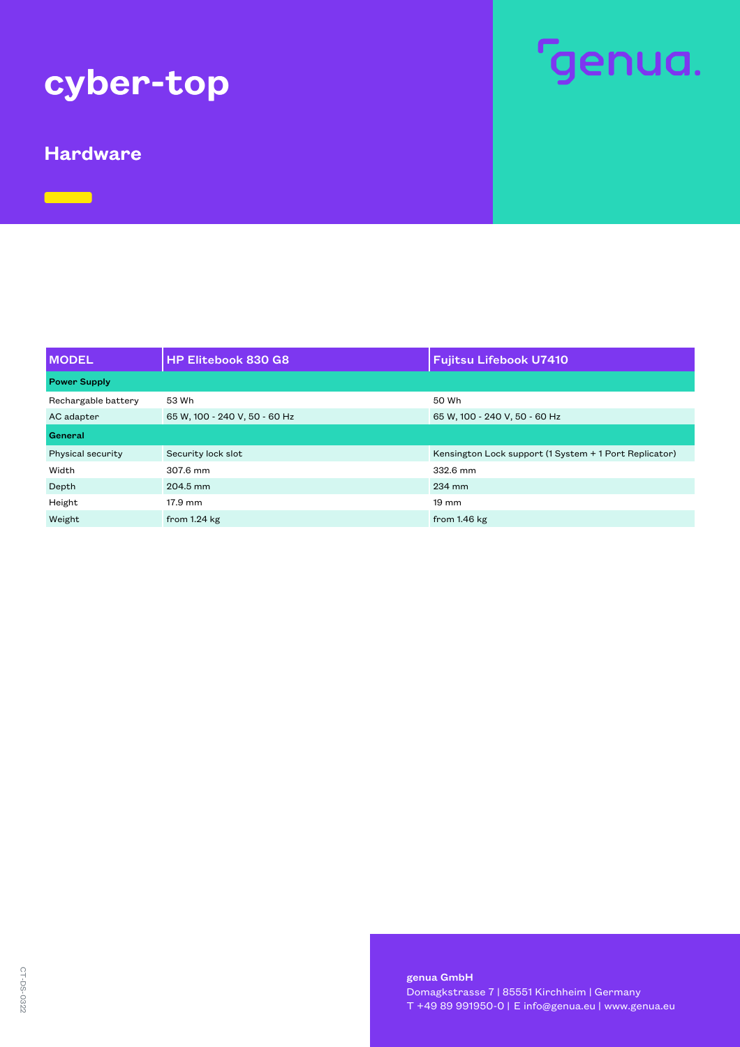# cyber-top

## Hardware

| MODEL | HP Elitebook 830 G8 | Fujitsu Lifebook U7410 |
|---|---|---|
| **Power Supply** | | |
| Rechargable battery | 53 Wh | 50 Wh |
| AC adapter | 65 W, 100 - 240 V, 50 - 60 Hz | 65 W, 100 - 240 V, 50 - 60 Hz |
| **General** | | |
| Physical security | Security lock slot | Kensington Lock support (1 System + 1 Port Replicator) |
| Width | 307.6 mm | 332.6 mm |
| Depth | 204.5 mm | 234 mm |
| Height | 17.9 mm | 19 mm |
| Weight | from 1.24 kg | from 1.46 kg |

**genua GmbH**
Domagkstrasse 7 | 85551 Kirchheim | Germany
T +49 89 991950-0 | E info@genua.eu | www.genua.eu

CT-DS-0322